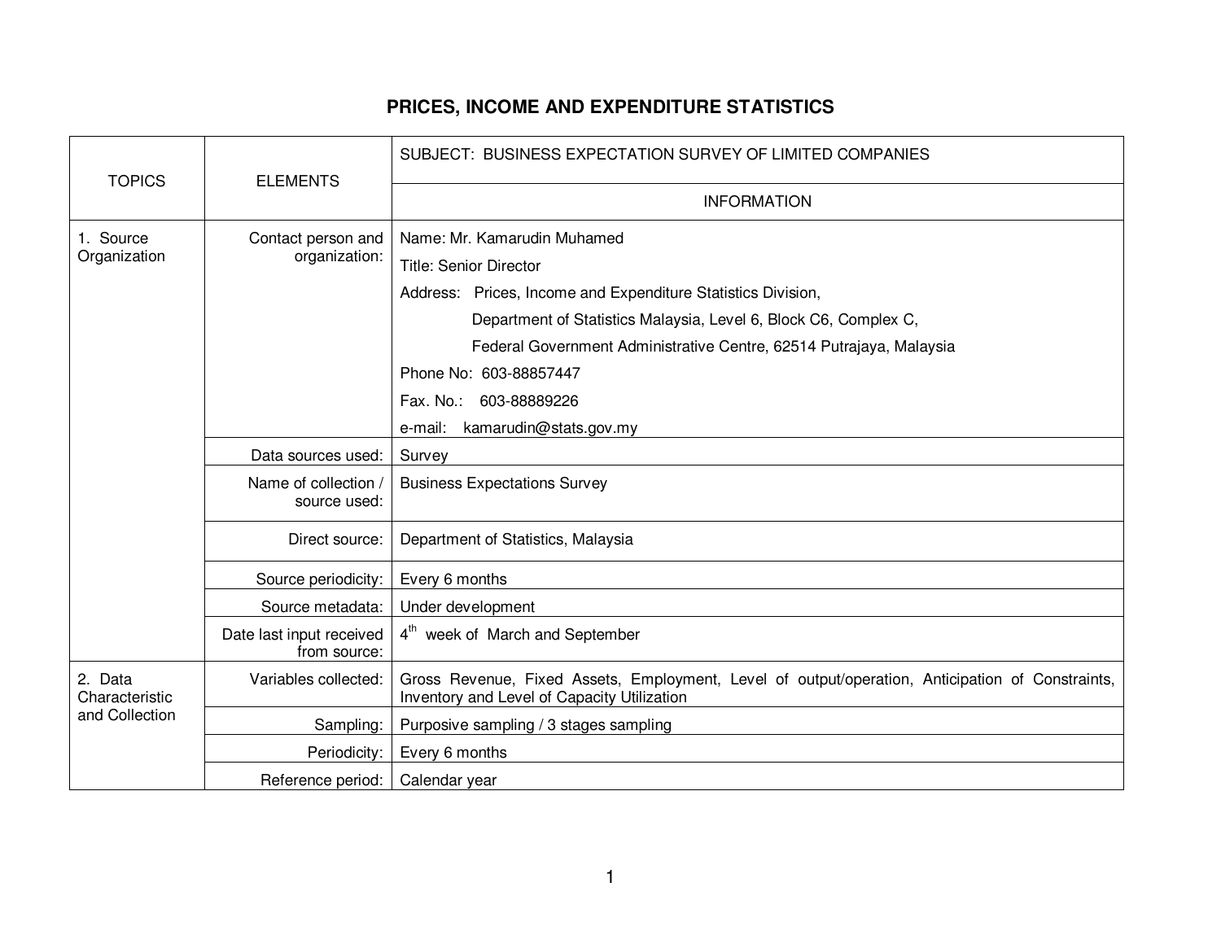# PRICES, INCOME AND EXPENDITURE STATISTICS

| TOPICS | ELEMENTS | SUBJECT: BUSINESS EXPECTATION SURVEY OF LIMITED COMPANIES |
|---|---|---|
| | | INFORMATION |
| 1. Source Organization | Contact person and organization: | Name: Mr. Kamarudin Muhamed<br>Title: Senior Director<br>Address: Prices, Income and Expenditure Statistics Division,<br>Department of Statistics Malaysia, Level 6, Block C6, Complex C,<br>Federal Government Administrative Centre, 62514 Putrajaya, Malaysia<br>Phone No: 603-88857447<br>Fax. No.: 603-88889226<br>e-mail: kamarudin@stats.gov.my |
| | Data sources used: | Survey |
| | Name of collection / source used: | Business Expectations Survey |
| | Direct source: | Department of Statistics, Malaysia |
| | Source periodicity: | Every 6 months |
| | Source metadata: | Under development |
| | Date last input received from source: | 4th week of March and September |
| 2. Data Characteristic and Collection | Variables collected: | Gross Revenue, Fixed Assets, Employment, Level of output/operation, Anticipation of Constraints, Inventory and Level of Capacity Utilization |
| | Sampling: | Purposive sampling / 3 stages sampling |
| | Periodicity: | Every 6 months |
| | Reference period: | Calendar year |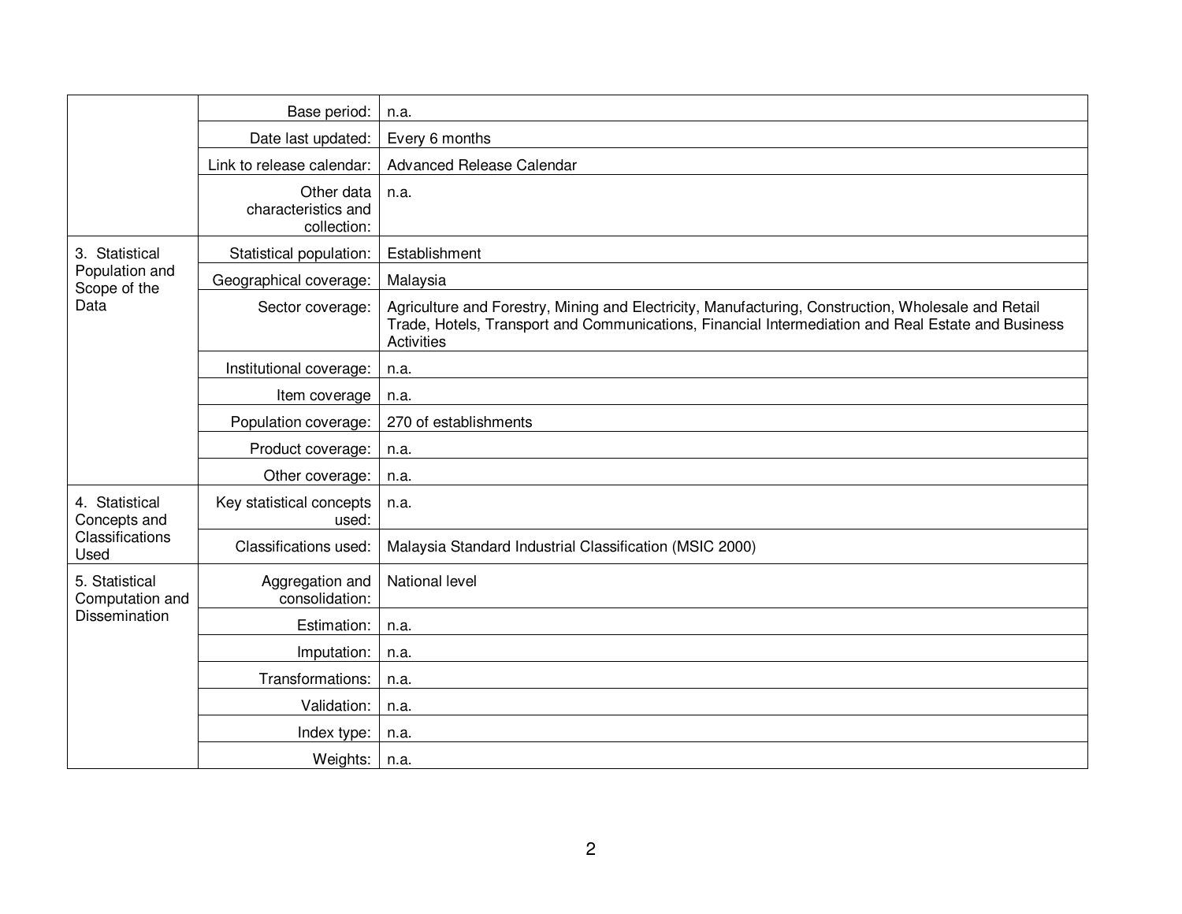| | | |
|---|---|---|
| | Base period: | n.a. |
| | Date last updated: | Every 6 months |
| | Link to release calendar: | Advanced Release Calendar |
| | Other data characteristics and collection: | n.a. |
| 3. Statistical Population and Scope of the Data | Statistical population: | Establishment |
| | Geographical coverage: | Malaysia |
| | Sector coverage: | Agriculture and Forestry, Mining and Electricity, Manufacturing, Construction, Wholesale and Retail Trade, Hotels, Transport and Communications, Financial Intermediation and Real Estate and Business Activities |
| | Institutional coverage: | n.a. |
| | Item coverage | n.a. |
| | Population coverage: | 270 of establishments |
| | Product coverage: | n.a. |
| | Other coverage: | n.a. |
| 4. Statistical Concepts and Classifications Used | Key statistical concepts used: | n.a. |
| | Classifications used: | Malaysia Standard Industrial Classification (MSIC 2000) |
| 5. Statistical Computation and Dissemination | Aggregation and consolidation: | National level |
| | Estimation: | n.a. |
| | Imputation: | n.a. |
| | Transformations: | n.a. |
| | Validation: | n.a. |
| | Index type: | n.a. |
| | Weights: | n.a. |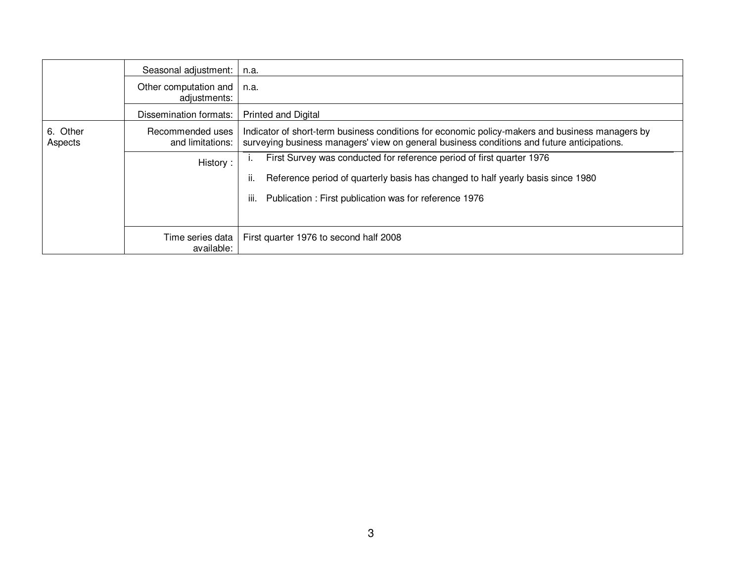| | | |
|---|---|---|
| | Seasonal adjustment: | n.a. |
| | Other computation and adjustments: | n.a. |
| | Dissemination formats: | Printed and Digital |
| 6. Other Aspects | Recommended uses and limitations: | Indicator of short-term business conditions for economic policy-makers and business managers by surveying business managers' view on general business conditions and future anticipations. |
| | History : | i. First Survey was conducted for reference period of first quarter 1976<br>ii. Reference period of quarterly basis has changed to half yearly basis since 1980<br>iii. Publication : First publication was for reference 1976 |
| | Time series data available: | First quarter 1976 to second half 2008 |